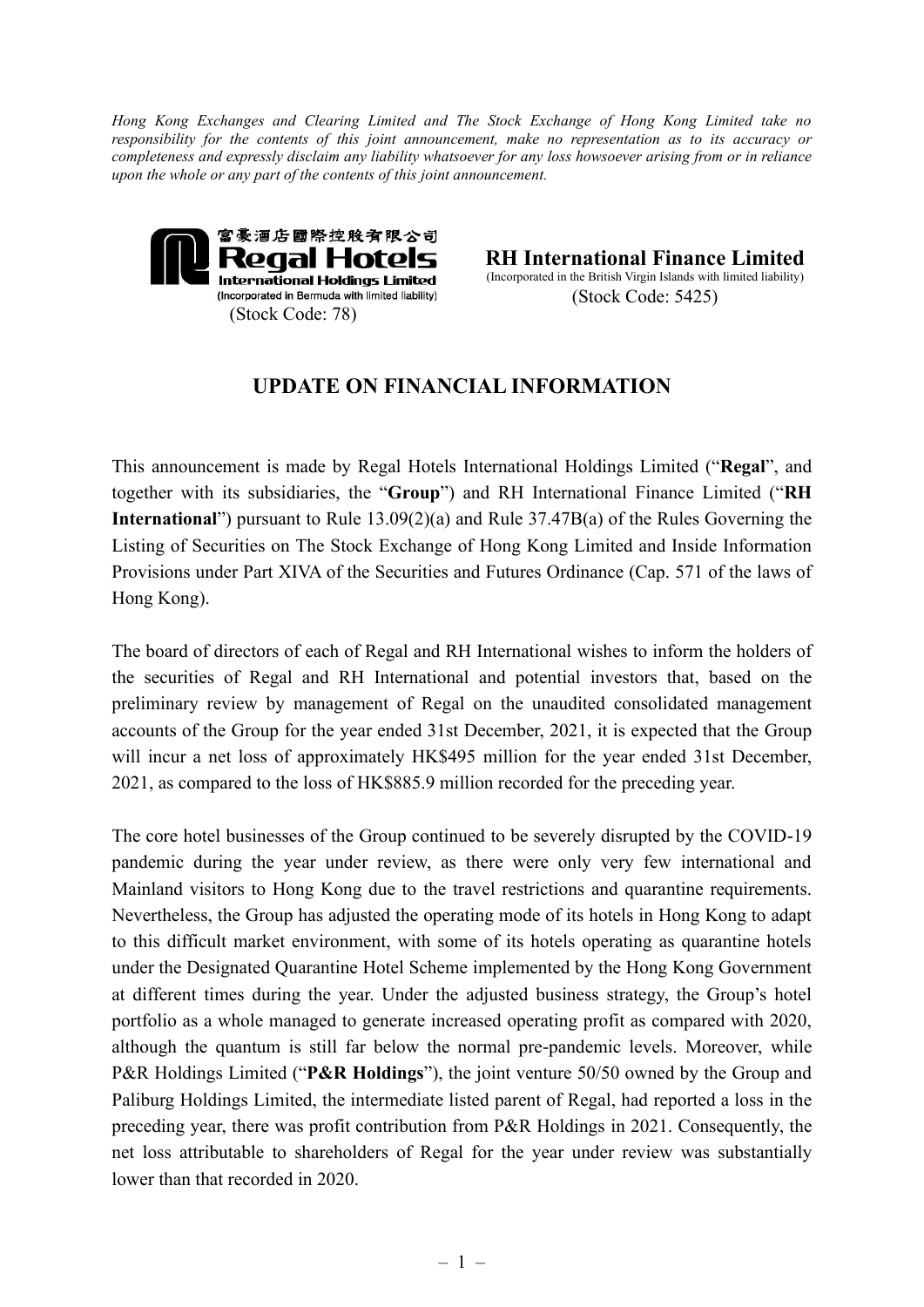*Hong Kong Exchanges and Clearing Limited and The Stock Exchange of Hong Kong Limited take no responsibility for the contents of this joint announcement, make no representation as to its accuracy or completeness and expressly disclaim any liability whatsoever for any loss howsoever arising from or in reliance upon the whole or any part of the contents of this joint announcement.*

富豪酒店國際控股有限公司
**Regal Hotels International Holdings Limited**
(Incorporated in Bermuda with limited liability)
(Stock Code: 78)

**RH International Finance Limited**
(Incorporated in the British Virgin Islands with limited liability)
(Stock Code: 5425)

# UPDATE ON FINANCIAL INFORMATION

This announcement is made by Regal Hotels International Holdings Limited ("**Regal**", and together with its subsidiaries, the "**Group**") and RH International Finance Limited ("**RH International**") pursuant to Rule 13.09(2)(a) and Rule 37.47B(a) of the Rules Governing the Listing of Securities on The Stock Exchange of Hong Kong Limited and Inside Information Provisions under Part XIVA of the Securities and Futures Ordinance (Cap. 571 of the laws of Hong Kong).

The board of directors of each of Regal and RH International wishes to inform the holders of the securities of Regal and RH International and potential investors that, based on the preliminary review by management of Regal on the unaudited consolidated management accounts of the Group for the year ended 31st December, 2021, it is expected that the Group will incur a net loss of approximately HK$495 million for the year ended 31st December, 2021, as compared to the loss of HK$885.9 million recorded for the preceding year.

The core hotel businesses of the Group continued to be severely disrupted by the COVID-19 pandemic during the year under review, as there were only very few international and Mainland visitors to Hong Kong due to the travel restrictions and quarantine requirements. Nevertheless, the Group has adjusted the operating mode of its hotels in Hong Kong to adapt to this difficult market environment, with some of its hotels operating as quarantine hotels under the Designated Quarantine Hotel Scheme implemented by the Hong Kong Government at different times during the year. Under the adjusted business strategy, the Group's hotel portfolio as a whole managed to generate increased operating profit as compared with 2020, although the quantum is still far below the normal pre-pandemic levels. Moreover, while P&R Holdings Limited ("**P&R Holdings**"), the joint venture 50/50 owned by the Group and Paliburg Holdings Limited, the intermediate listed parent of Regal, had reported a loss in the preceding year, there was profit contribution from P&R Holdings in 2021. Consequently, the net loss attributable to shareholders of Regal for the year under review was substantially lower than that recorded in 2020.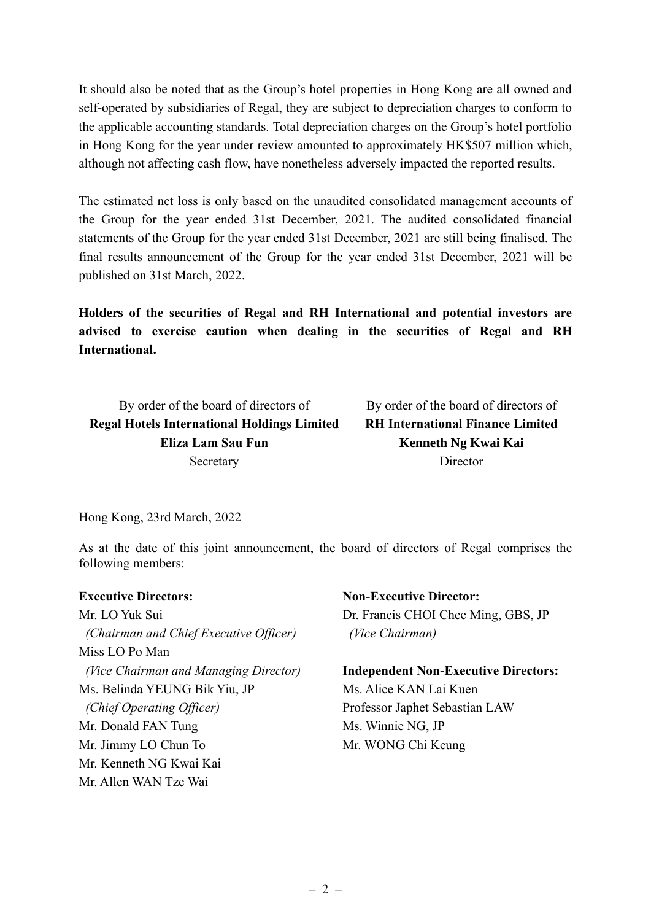It should also be noted that as the Group's hotel properties in Hong Kong are all owned and self-operated by subsidiaries of Regal, they are subject to depreciation charges to conform to the applicable accounting standards. Total depreciation charges on the Group's hotel portfolio in Hong Kong for the year under review amounted to approximately HK$507 million which, although not affecting cash flow, have nonetheless adversely impacted the reported results.

The estimated net loss is only based on the unaudited consolidated management accounts of the Group for the year ended 31st December, 2021. The audited consolidated financial statements of the Group for the year ended 31st December, 2021 are still being finalised. The final results announcement of the Group for the year ended 31st December, 2021 will be published on 31st March, 2022.

**Holders of the securities of Regal and RH International and potential investors are advised to exercise caution when dealing in the securities of Regal and RH International.**

By order of the board of directors of
**Regal Hotels International Holdings Limited**
**Eliza Lam Sau Fun**
Secretary

By order of the board of directors of
**RH International Finance Limited**
**Kenneth Ng Kwai Kai**
Director

Hong Kong, 23rd March, 2022

As at the date of this joint announcement, the board of directors of Regal comprises the following members:

**Executive Directors:**

Mr. LO Yuk Sui
*(Chairman and Chief Executive Officer)*
Miss LO Po Man
*(Vice Chairman and Managing Director)*
Ms. Belinda YEUNG Bik Yiu, JP
*(Chief Operating Officer)*
Mr. Donald FAN Tung
Mr. Jimmy LO Chun To
Mr. Kenneth NG Kwai Kai
Mr. Allen WAN Tze Wai

**Non-Executive Director:**

Dr. Francis CHOI Chee Ming, GBS, JP
*(Vice Chairman)*

**Independent Non-Executive Directors:**

Ms. Alice KAN Lai Kuen
Professor Japhet Sebastian LAW
Ms. Winnie NG, JP
Mr. WONG Chi Keung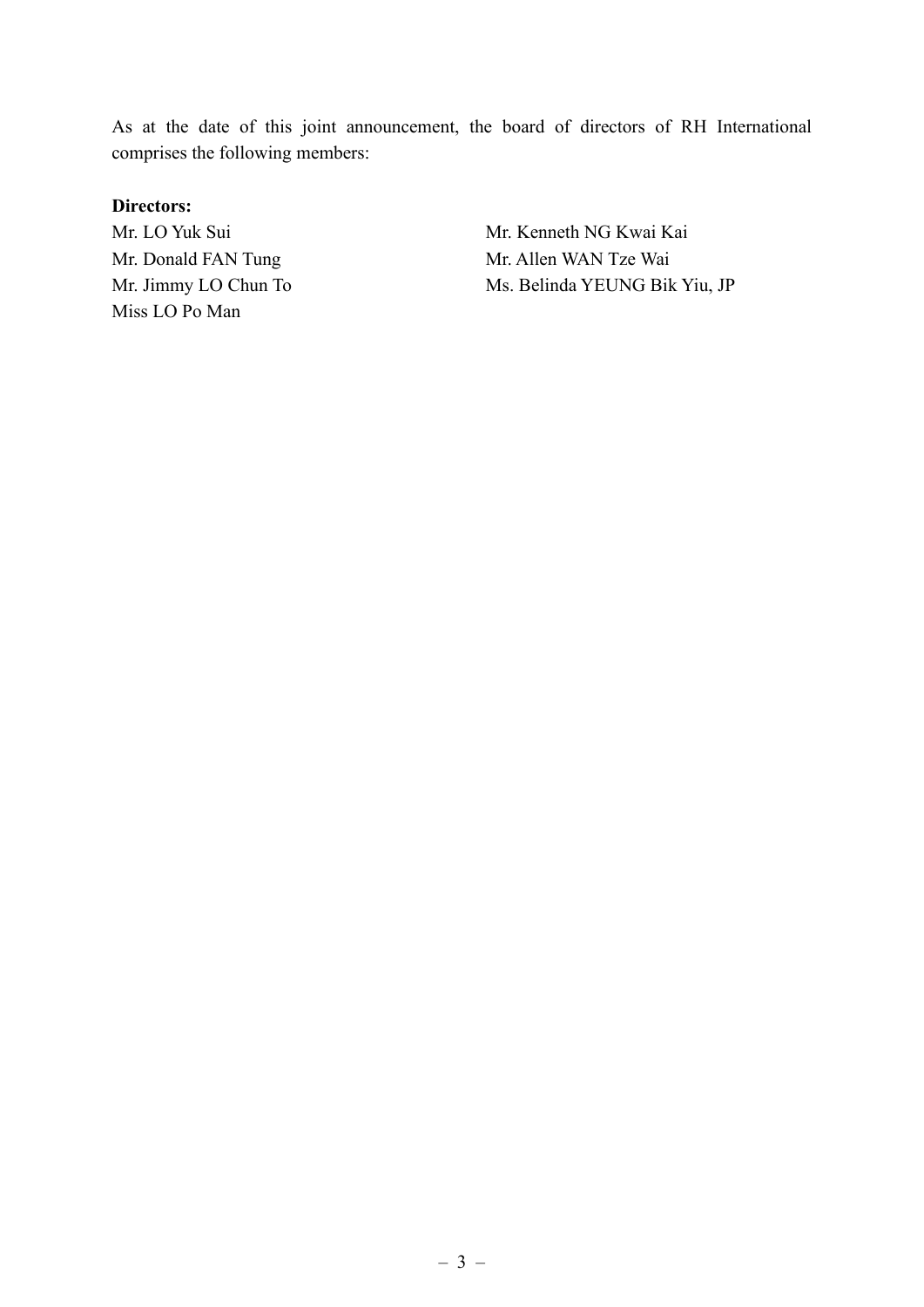As at the date of this joint announcement, the board of directors of RH International comprises the following members:

**Directors:**

Mr. LO Yuk Sui
Mr. Donald FAN Tung
Mr. Jimmy LO Chun To
Miss LO Po Man
Mr. Kenneth NG Kwai Kai
Mr. Allen WAN Tze Wai
Ms. Belinda YEUNG Bik Yiu, JP